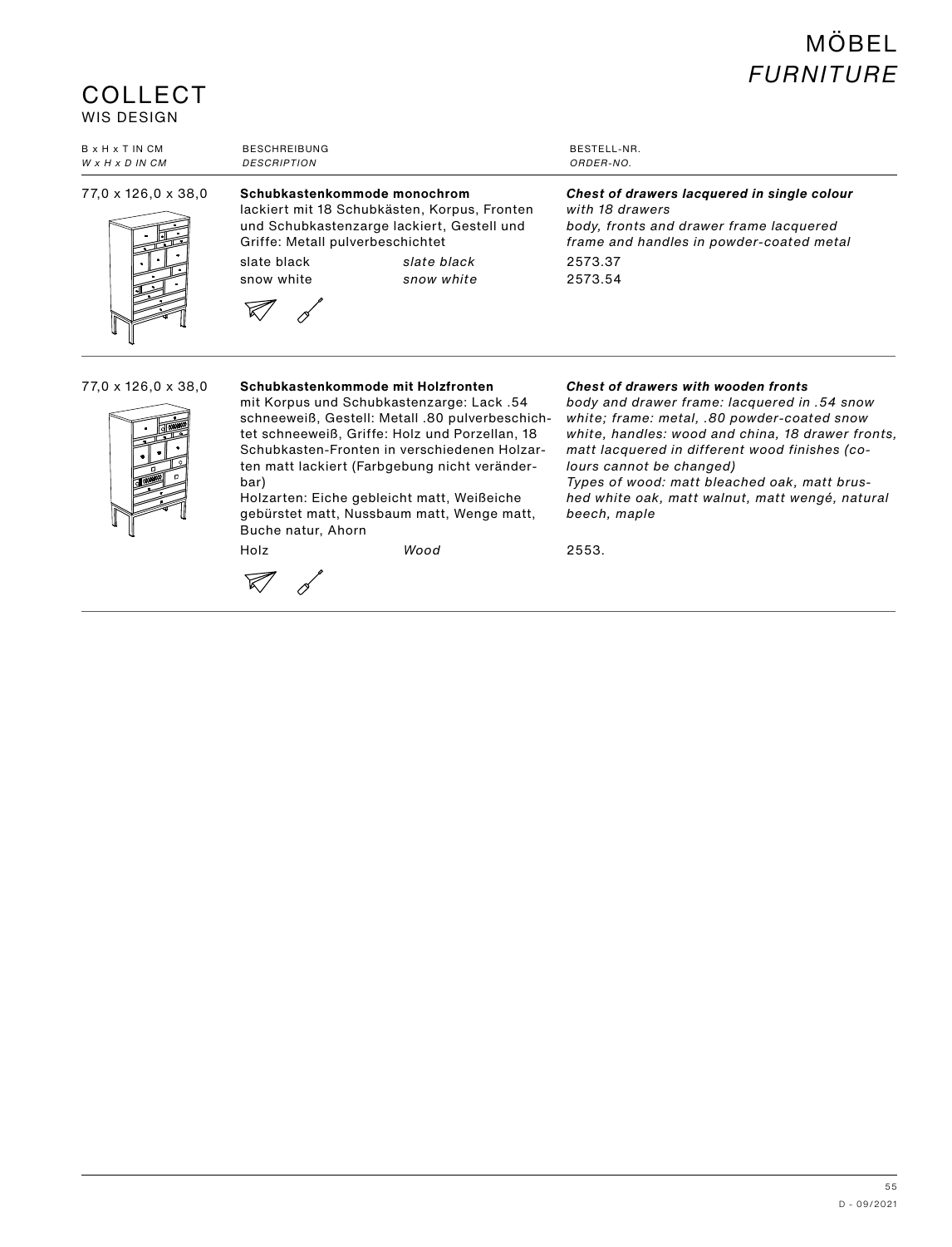# MÖBEL
*FURNITURE*

## COLLECT
WIS DESIGN

| B x H x T IN CM<br>*W x H x D IN CM* | BESCHREIBUNG<br>*DESCRIPTION* | | BESTELL-NR.<br>*ORDER-NO.* |
|---|---|---|---|
| 77,0 x 126,0 x 38,0 | **Schubkastenkommode monochrom**<br>lackiert mit 18 Schubkästen, Korpus, Fronten und Schubkastenzarge lackiert, Gestell und Griffe: Metall pulverbeschichtet | | ***Chest of drawers lacquered in single colour***<br>*with 18 drawers*<br>*body, fronts and drawer frame lacquered*<br>*frame and handles in powder-coated metal* |
| | slate black | *slate black* | 2573.37 |
| | snow white | *snow white* | 2573.54 |
| 77,0 x 126,0 x 38,0 | **Schubkastenkommode mit Holzfronten**<br>mit Korpus und Schubkastenzarge: Lack .54 schneeweiß, Gestell: Metall .80 pulverbeschichtet schneeweiß, Griffe: Holz und Porzellan, 18 Schubkasten-Fronten in verschiedenen Holzarten matt lackiert (Farbgebung nicht veränderbar)<br>Holzarten: Eiche gebleicht matt, Weißeiche gebürstet matt, Nussbaum matt, Wenge matt, Buche natur, Ahorn | | ***Chest of drawers with wooden fronts***<br>*body and drawer frame: lacquered in .54 snow white; frame: metal, .80 powder-coated snow white, handles: wood and china, 18 drawer fronts, matt lacquered in different wood finishes (colours cannot be changed)*<br>*Types of wood: matt bleached oak, matt brushed white oak, matt walnut, matt wengé, natural beech, maple* |
| | Holz | *Wood* | 2553. |

D - 09/2021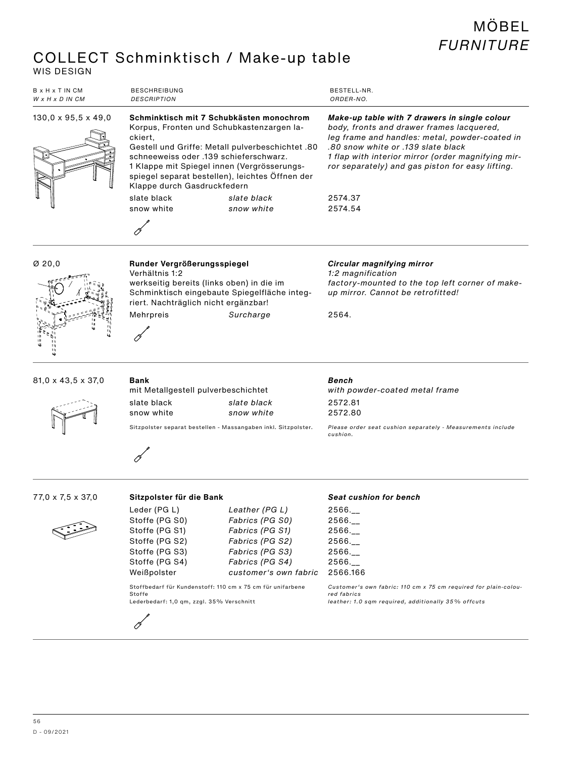# MÖBEL
*FURNITURE*

## COLLECT Schminktisch / Make-up table

WIS DESIGN

| B x H x T IN CM<br>*W x H x D IN CM* | BESCHREIBUNG<br>*DESCRIPTION* | | | BESTELL-NR.<br>*ORDER-NO.* |
|---|---|---|---|---|
| 130,0 x 95,5 x 49,0 | **Schminktisch mit 7 Schubkästen monochrom**<br>Korpus, Fronten und Schubkastenzargen lackiert,<br>Gestell und Griffe: Metall pulverbeschichtet .80 schneeweiss oder .139 schieferschwarz.<br>1 Klappe mit Spiegel innen (Vergrösserungsspiegel separat bestellen), leichtes Öffnen der Klappe durch Gasdruckfedern | | ***Make-up table with 7 drawers in single colour***<br>*body, fronts and drawer frames lacquered, leg frame and handles: metal, powder-coated in .80 snow white or .139 slate black*<br>*1 flap with interior mirror (order magnifying mirror separately) and gas piston for easy lifting.* | |
| | slate black | *slate black* | | 2574.37 |
| | snow white | *snow white* | | 2574.54 |
| Ø 20,0 | **Runder Vergrößerungsspiegel**<br>Verhältnis 1:2<br>werkseitig bereits (links oben) in die im Schminktisch eingebaute Spiegelfläche integriert. Nachträglich nicht ergänzbar! | | ***Circular magnifying mirror***<br>*1:2 magnification*<br>*factory-mounted to the top left corner of make-up mirror. Cannot be retrofitted!* | |
| | Mehrpreis | *Surcharge* | | 2564. |
| 81,0 x 43,5 x 37,0 | **Bank**<br>mit Metallgestell pulverbeschichtet | | ***Bench***<br>*with powder-coated metal frame* | |
| | slate black | *slate black* | | 2572.81 |
| | snow white | *snow white* | | 2572.80 |
| | Sitzpolster separat bestellen - Massangaben inkl. Sitzpolster. | | *Please order seat cushion separately - Measurements include cushion.* | |
| 77,0 x 7,5 x 37,0 | **Sitzpolster für die Bank** | | ***Seat cushion for bench*** | |
| | Leder (PG L) | *Leather (PG L)* | | 2566.__ |
| | Stoffe (PG S0) | *Fabrics (PG S0)* | | 2566.__ |
| | Stoffe (PG S1) | *Fabrics (PG S1)* | | 2566.__ |
| | Stoffe (PG S2) | *Fabrics (PG S2)* | | 2566.__ |
| | Stoffe (PG S3) | *Fabrics (PG S3)* | | 2566.__ |
| | Stoffe (PG S4) | *Fabrics (PG S4)* | | 2566.__ |
| | Weißpolster | *customer's own fabric* | | 2566.166 |
| | Stoffbedarf für Kundenstoff: 110 cm x 75 cm für unifarbene Stoffe<br>Lederbedarf: 1,0 qm, zzgl. 35% Verschnitt | | *Customer's own fabric: 110 cm x 75 cm required for plain-coloured fabrics*<br>*leather: 1.0 sqm required, additionally 35% offcuts* | |

D - 09/2021